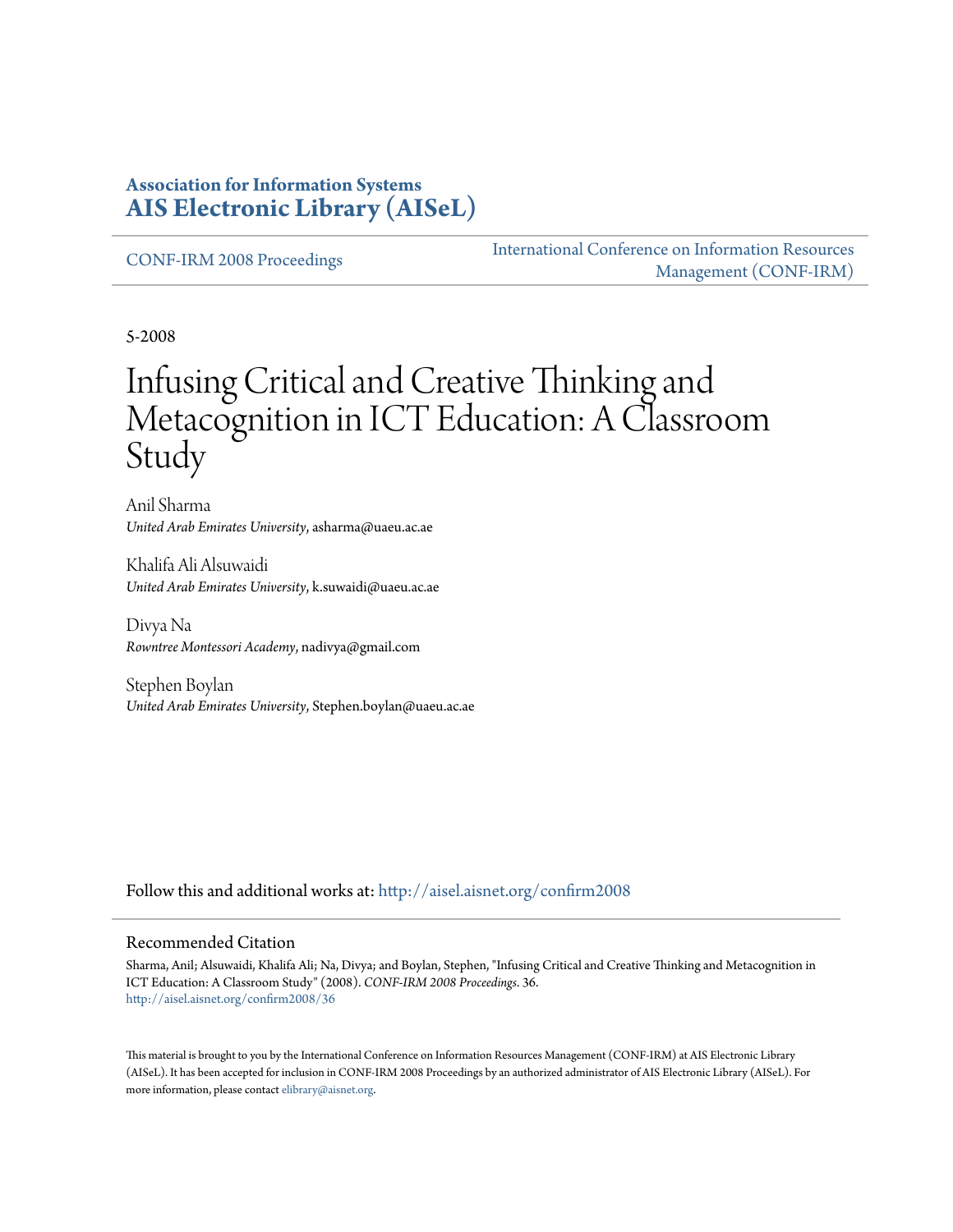**Association for Information Systems**
**AIS Electronic Library (AISeL)**

CONF-IRM 2008 Proceedings

International Conference on Information Resources Management (CONF-IRM)

5-2008

# Infusing Critical and Creative Thinking and Metacognition in ICT Education: A Classroom Study

Anil Sharma
*United Arab Emirates University*, asharma@uaeu.ac.ae

Khalifa Ali Alsuwaidi
*United Arab Emirates University*, k.suwaidi@uaeu.ac.ae

Divya Na
*Rowntree Montessori Academy*, nadivya@gmail.com

Stephen Boylan
*United Arab Emirates University*, Stephen.boylan@uaeu.ac.ae

Follow this and additional works at: http://aisel.aisnet.org/confirm2008

## Recommended Citation

Sharma, Anil; Alsuwaidi, Khalifa Ali; Na, Divya; and Boylan, Stephen, "Infusing Critical and Creative Thinking and Metacognition in ICT Education: A Classroom Study" (2008). *CONF-IRM 2008 Proceedings*. 36.
http://aisel.aisnet.org/confirm2008/36

This material is brought to you by the International Conference on Information Resources Management (CONF-IRM) at AIS Electronic Library (AISeL). It has been accepted for inclusion in CONF-IRM 2008 Proceedings by an authorized administrator of AIS Electronic Library (AISeL). For more information, please contact elibrary@aisnet.org.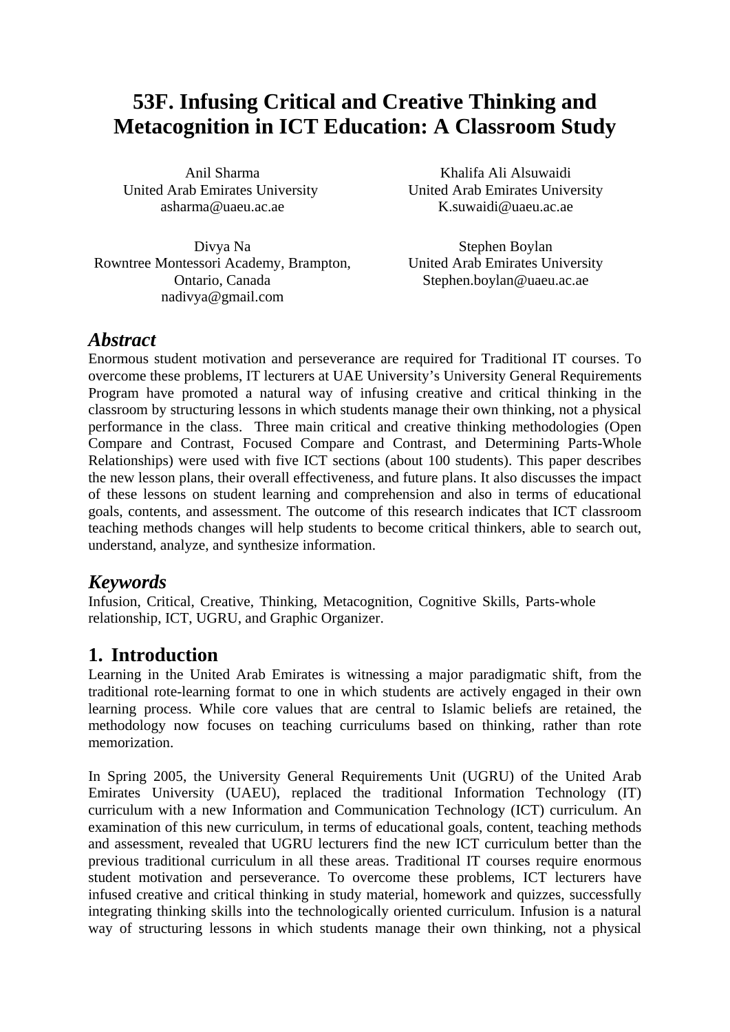# 53F. Infusing Critical and Creative Thinking and Metacognition in ICT Education: A Classroom Study

Anil Sharma
United Arab Emirates University
asharma@uaeu.ac.ae

Khalifa Ali Alsuwaidi
United Arab Emirates University
K.suwaidi@uaeu.ac.ae

Divya Na
Rowntree Montessori Academy, Brampton, Ontario, Canada
nadivya@gmail.com

Stephen Boylan
United Arab Emirates University
Stephen.boylan@uaeu.ac.ae

## *Abstract*

Enormous student motivation and perseverance are required for Traditional IT courses. To overcome these problems, IT lecturers at UAE University's University General Requirements Program have promoted a natural way of infusing creative and critical thinking in the classroom by structuring lessons in which students manage their own thinking, not a physical performance in the class. Three main critical and creative thinking methodologies (Open Compare and Contrast, Focused Compare and Contrast, and Determining Parts-Whole Relationships) were used with five ICT sections (about 100 students). This paper describes the new lesson plans, their overall effectiveness, and future plans. It also discusses the impact of these lessons on student learning and comprehension and also in terms of educational goals, contents, and assessment. The outcome of this research indicates that ICT classroom teaching methods changes will help students to become critical thinkers, able to search out, understand, analyze, and synthesize information.

## *Keywords*

Infusion, Critical, Creative, Thinking, Metacognition, Cognitive Skills, Parts-whole relationship, ICT, UGRU, and Graphic Organizer.

## 1. Introduction

Learning in the United Arab Emirates is witnessing a major paradigmatic shift, from the traditional rote-learning format to one in which students are actively engaged in their own learning process. While core values that are central to Islamic beliefs are retained, the methodology now focuses on teaching curriculums based on thinking, rather than rote memorization.

In Spring 2005, the University General Requirements Unit (UGRU) of the United Arab Emirates University (UAEU), replaced the traditional Information Technology (IT) curriculum with a new Information and Communication Technology (ICT) curriculum. An examination of this new curriculum, in terms of educational goals, content, teaching methods and assessment, revealed that UGRU lecturers find the new ICT curriculum better than the previous traditional curriculum in all these areas. Traditional IT courses require enormous student motivation and perseverance. To overcome these problems, ICT lecturers have infused creative and critical thinking in study material, homework and quizzes, successfully integrating thinking skills into the technologically oriented curriculum. Infusion is a natural way of structuring lessons in which students manage their own thinking, not a physical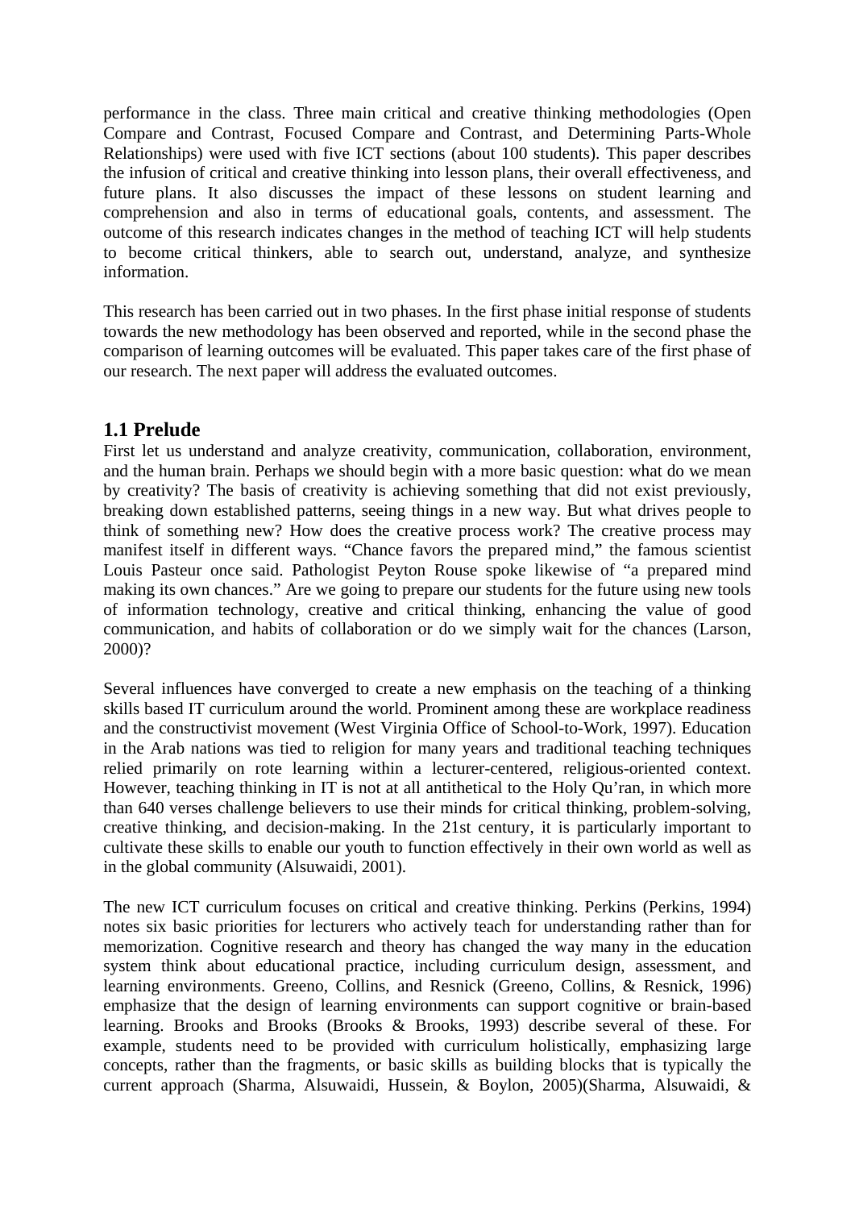performance in the class. Three main critical and creative thinking methodologies (Open Compare and Contrast, Focused Compare and Contrast, and Determining Parts-Whole Relationships) were used with five ICT sections (about 100 students). This paper describes the infusion of critical and creative thinking into lesson plans, their overall effectiveness, and future plans. It also discusses the impact of these lessons on student learning and comprehension and also in terms of educational goals, contents, and assessment. The outcome of this research indicates changes in the method of teaching ICT will help students to become critical thinkers, able to search out, understand, analyze, and synthesize information.

This research has been carried out in two phases. In the first phase initial response of students towards the new methodology has been observed and reported, while in the second phase the comparison of learning outcomes will be evaluated. This paper takes care of the first phase of our research. The next paper will address the evaluated outcomes.

## 1.1 Prelude

First let us understand and analyze creativity, communication, collaboration, environment, and the human brain. Perhaps we should begin with a more basic question: what do we mean by creativity? The basis of creativity is achieving something that did not exist previously, breaking down established patterns, seeing things in a new way. But what drives people to think of something new? How does the creative process work? The creative process may manifest itself in different ways. "Chance favors the prepared mind," the famous scientist Louis Pasteur once said. Pathologist Peyton Rouse spoke likewise of "a prepared mind making its own chances." Are we going to prepare our students for the future using new tools of information technology, creative and critical thinking, enhancing the value of good communication, and habits of collaboration or do we simply wait for the chances (Larson, 2000)?

Several influences have converged to create a new emphasis on the teaching of a thinking skills based IT curriculum around the world. Prominent among these are workplace readiness and the constructivist movement (West Virginia Office of School-to-Work, 1997). Education in the Arab nations was tied to religion for many years and traditional teaching techniques relied primarily on rote learning within a lecturer-centered, religious-oriented context. However, teaching thinking in IT is not at all antithetical to the Holy Qu'ran, in which more than 640 verses challenge believers to use their minds for critical thinking, problem-solving, creative thinking, and decision-making. In the 21st century, it is particularly important to cultivate these skills to enable our youth to function effectively in their own world as well as in the global community (Alsuwaidi, 2001).

The new ICT curriculum focuses on critical and creative thinking. Perkins (Perkins, 1994) notes six basic priorities for lecturers who actively teach for understanding rather than for memorization. Cognitive research and theory has changed the way many in the education system think about educational practice, including curriculum design, assessment, and learning environments. Greeno, Collins, and Resnick (Greeno, Collins, & Resnick, 1996) emphasize that the design of learning environments can support cognitive or brain-based learning. Brooks and Brooks (Brooks & Brooks, 1993) describe several of these. For example, students need to be provided with curriculum holistically, emphasizing large concepts, rather than the fragments, or basic skills as building blocks that is typically the current approach (Sharma, Alsuwaidi, Hussein, & Boylon, 2005)(Sharma, Alsuwaidi, &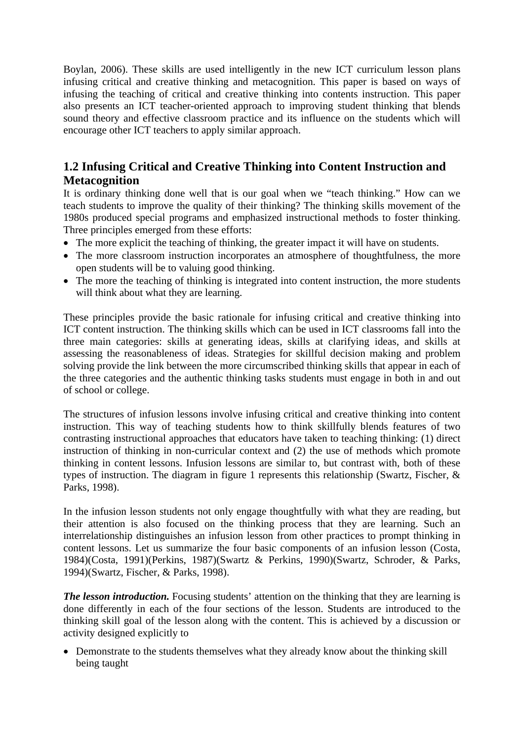Boylan, 2006). These skills are used intelligently in the new ICT curriculum lesson plans infusing critical and creative thinking and metacognition. This paper is based on ways of infusing the teaching of critical and creative thinking into contents instruction. This paper also presents an ICT teacher-oriented approach to improving student thinking that blends sound theory and effective classroom practice and its influence on the students which will encourage other ICT teachers to apply similar approach.

## 1.2 Infusing Critical and Creative Thinking into Content Instruction and Metacognition

It is ordinary thinking done well that is our goal when we "teach thinking." How can we teach students to improve the quality of their thinking? The thinking skills movement of the 1980s produced special programs and emphasized instructional methods to foster thinking. Three principles emerged from these efforts:

- The more explicit the teaching of thinking, the greater impact it will have on students.
- The more classroom instruction incorporates an atmosphere of thoughtfulness, the more open students will be to valuing good thinking.
- The more the teaching of thinking is integrated into content instruction, the more students will think about what they are learning.

These principles provide the basic rationale for infusing critical and creative thinking into ICT content instruction. The thinking skills which can be used in ICT classrooms fall into the three main categories: skills at generating ideas, skills at clarifying ideas, and skills at assessing the reasonableness of ideas. Strategies for skillful decision making and problem solving provide the link between the more circumscribed thinking skills that appear in each of the three categories and the authentic thinking tasks students must engage in both in and out of school or college.

The structures of infusion lessons involve infusing critical and creative thinking into content instruction. This way of teaching students how to think skillfully blends features of two contrasting instructional approaches that educators have taken to teaching thinking: (1) direct instruction of thinking in non-curricular context and (2) the use of methods which promote thinking in content lessons. Infusion lessons are similar to, but contrast with, both of these types of instruction. The diagram in figure 1 represents this relationship (Swartz, Fischer, & Parks, 1998).

In the infusion lesson students not only engage thoughtfully with what they are reading, but their attention is also focused on the thinking process that they are learning. Such an interrelationship distinguishes an infusion lesson from other practices to prompt thinking in content lessons. Let us summarize the four basic components of an infusion lesson (Costa, 1984)(Costa, 1991)(Perkins, 1987)(Swartz & Perkins, 1990)(Swartz, Schroder, & Parks, 1994)(Swartz, Fischer, & Parks, 1998).

***The lesson introduction.*** Focusing students' attention on the thinking that they are learning is done differently in each of the four sections of the lesson. Students are introduced to the thinking skill goal of the lesson along with the content. This is achieved by a discussion or activity designed explicitly to

- Demonstrate to the students themselves what they already know about the thinking skill being taught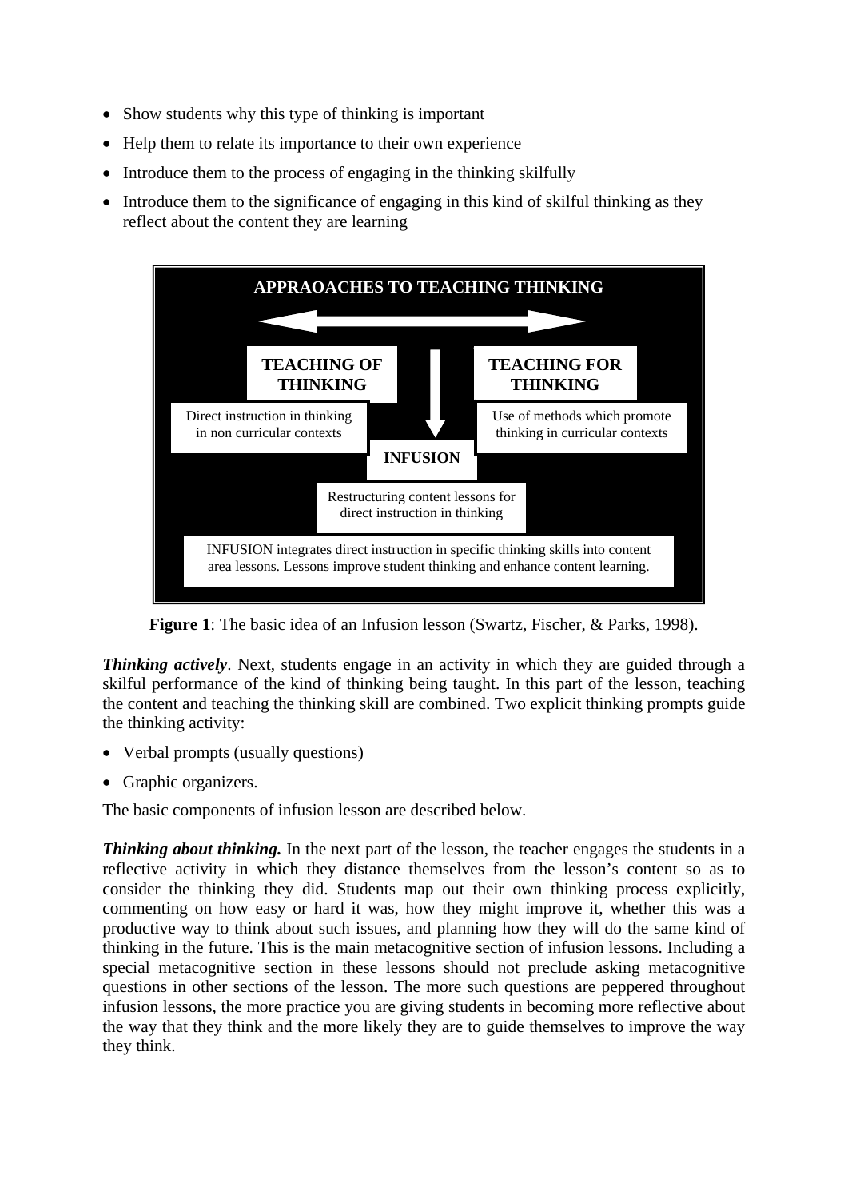- Show students why this type of thinking is important
- Help them to relate its importance to their own experience
- Introduce them to the process of engaging in the thinking skilfully
- Introduce them to the significance of engaging in this kind of skilful thinking as they reflect about the content they are learning

APPRAOACHES TO TEACHING THINKING

TEACHING OF THINKING

Direct instruction in thinking in non curricular contexts

TEACHING FOR THINKING

Use of methods which promote thinking in curricular contexts

INFUSION

Restructuring content lessons for direct instruction in thinking

INFUSION integrates direct instruction in specific thinking skills into content area lessons. Lessons improve student thinking and enhance content learning.

**Figure 1**: The basic idea of an Infusion lesson (Swartz, Fischer, & Parks, 1998).

***Thinking actively***. Next, students engage in an activity in which they are guided through a skilful performance of the kind of thinking being taught. In this part of the lesson, teaching the content and teaching the thinking skill are combined. Two explicit thinking prompts guide the thinking activity:

- Verbal prompts (usually questions)
- Graphic organizers.

The basic components of infusion lesson are described below.

***Thinking about thinking.*** In the next part of the lesson, the teacher engages the students in a reflective activity in which they distance themselves from the lesson's content so as to consider the thinking they did. Students map out their own thinking process explicitly, commenting on how easy or hard it was, how they might improve it, whether this was a productive way to think about such issues, and planning how they will do the same kind of thinking in the future. This is the main metacognitive section of infusion lessons. Including a special metacognitive section in these lessons should not preclude asking metacognitive questions in other sections of the lesson. The more such questions are peppered throughout infusion lessons, the more practice you are giving students in becoming more reflective about the way that they think and the more likely they are to guide themselves to improve the way they think.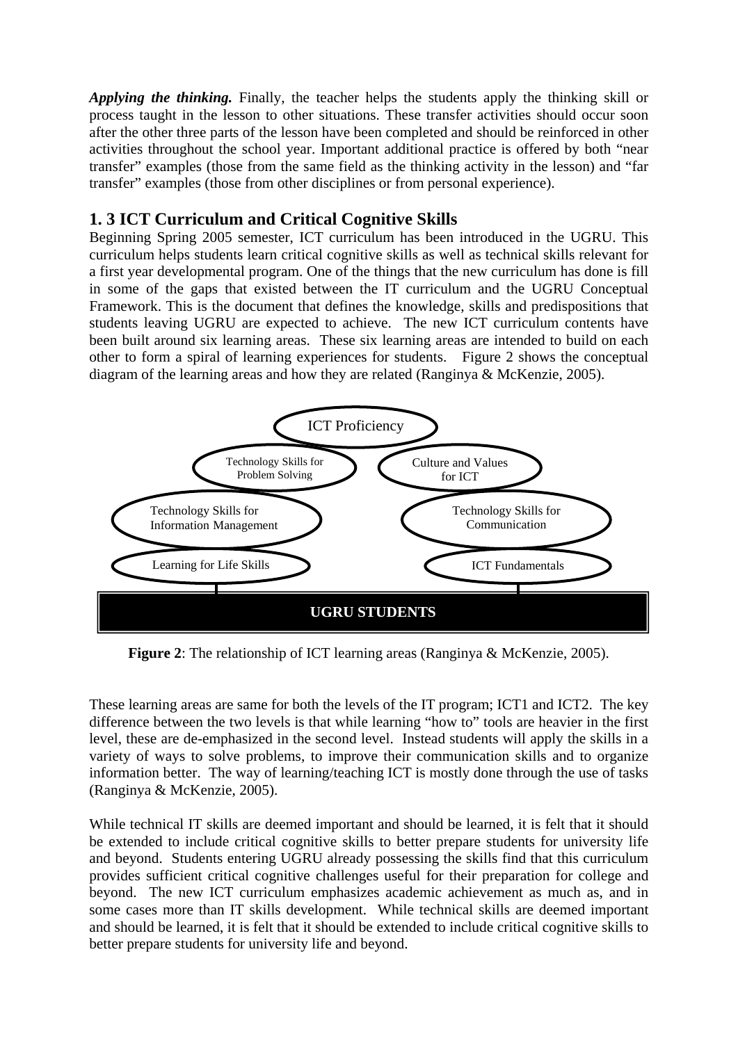***Applying the thinking.*** Finally, the teacher helps the students apply the thinking skill or process taught in the lesson to other situations. These transfer activities should occur soon after the other three parts of the lesson have been completed and should be reinforced in other activities throughout the school year. Important additional practice is offered by both "near transfer" examples (those from the same field as the thinking activity in the lesson) and "far transfer" examples (those from other disciplines or from personal experience).

## 1. 3 ICT Curriculum and Critical Cognitive Skills

Beginning Spring 2005 semester, ICT curriculum has been introduced in the UGRU. This curriculum helps students learn critical cognitive skills as well as technical skills relevant for a first year developmental program. One of the things that the new curriculum has done is fill in some of the gaps that existed between the IT curriculum and the UGRU Conceptual Framework. This is the document that defines the knowledge, skills and predispositions that students leaving UGRU are expected to achieve. The new ICT curriculum contents have been built around six learning areas. These six learning areas are intended to build on each other to form a spiral of learning experiences for students. Figure 2 shows the conceptual diagram of the learning areas and how they are related (Ranginya & McKenzie, 2005).

ICT Proficiency

Technology Skills for Problem Solving

Culture and Values for ICT

Technology Skills for Information Management

Technology Skills for Communication

Learning for Life Skills

ICT Fundamentals

**UGRU STUDENTS**

**Figure 2**: The relationship of ICT learning areas (Ranginya & McKenzie, 2005).

These learning areas are same for both the levels of the IT program; ICT1 and ICT2. The key difference between the two levels is that while learning "how to" tools are heavier in the first level, these are de-emphasized in the second level. Instead students will apply the skills in a variety of ways to solve problems, to improve their communication skills and to organize information better. The way of learning/teaching ICT is mostly done through the use of tasks (Ranginya & McKenzie, 2005).

While technical IT skills are deemed important and should be learned, it is felt that it should be extended to include critical cognitive skills to better prepare students for university life and beyond. Students entering UGRU already possessing the skills find that this curriculum provides sufficient critical cognitive challenges useful for their preparation for college and beyond. The new ICT curriculum emphasizes academic achievement as much as, and in some cases more than IT skills development. While technical skills are deemed important and should be learned, it is felt that it should be extended to include critical cognitive skills to better prepare students for university life and beyond.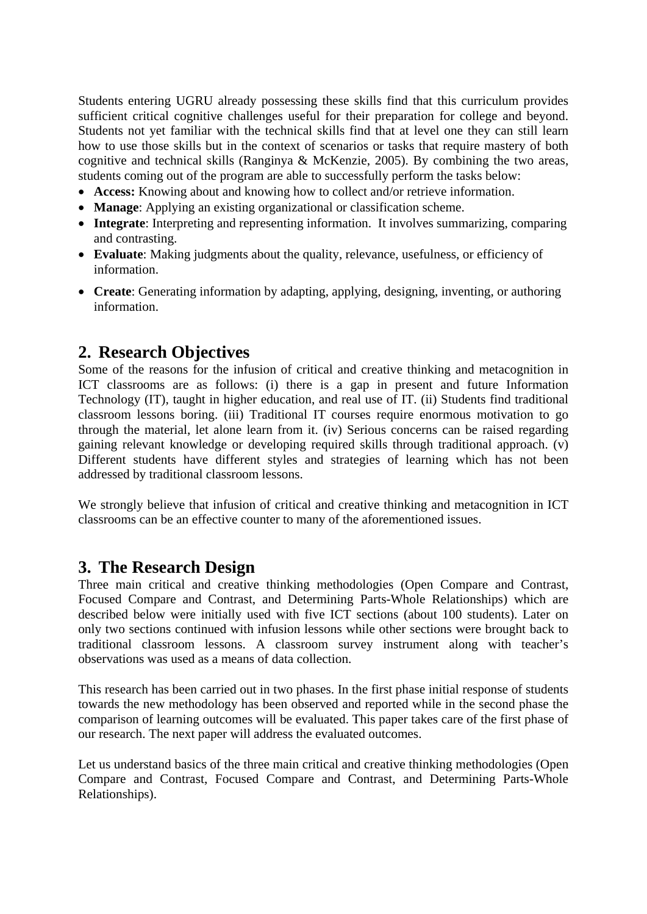Students entering UGRU already possessing these skills find that this curriculum provides sufficient critical cognitive challenges useful for their preparation for college and beyond. Students not yet familiar with the technical skills find that at level one they can still learn how to use those skills but in the context of scenarios or tasks that require mastery of both cognitive and technical skills (Ranginya & McKenzie, 2005). By combining the two areas, students coming out of the program are able to successfully perform the tasks below:

- **Access:** Knowing about and knowing how to collect and/or retrieve information.
- **Manage**: Applying an existing organizational or classification scheme.
- **Integrate**: Interpreting and representing information. It involves summarizing, comparing and contrasting.
- **Evaluate**: Making judgments about the quality, relevance, usefulness, or efficiency of information.
- **Create**: Generating information by adapting, applying, designing, inventing, or authoring information.

## 2. Research Objectives

Some of the reasons for the infusion of critical and creative thinking and metacognition in ICT classrooms are as follows: (i) there is a gap in present and future Information Technology (IT), taught in higher education, and real use of IT. (ii) Students find traditional classroom lessons boring. (iii) Traditional IT courses require enormous motivation to go through the material, let alone learn from it. (iv) Serious concerns can be raised regarding gaining relevant knowledge or developing required skills through traditional approach. (v) Different students have different styles and strategies of learning which has not been addressed by traditional classroom lessons.

We strongly believe that infusion of critical and creative thinking and metacognition in ICT classrooms can be an effective counter to many of the aforementioned issues.

## 3. The Research Design

Three main critical and creative thinking methodologies (Open Compare and Contrast, Focused Compare and Contrast, and Determining Parts-Whole Relationships) which are described below were initially used with five ICT sections (about 100 students). Later on only two sections continued with infusion lessons while other sections were brought back to traditional classroom lessons. A classroom survey instrument along with teacher's observations was used as a means of data collection.

This research has been carried out in two phases. In the first phase initial response of students towards the new methodology has been observed and reported while in the second phase the comparison of learning outcomes will be evaluated. This paper takes care of the first phase of our research. The next paper will address the evaluated outcomes.

Let us understand basics of the three main critical and creative thinking methodologies (Open Compare and Contrast, Focused Compare and Contrast, and Determining Parts-Whole Relationships).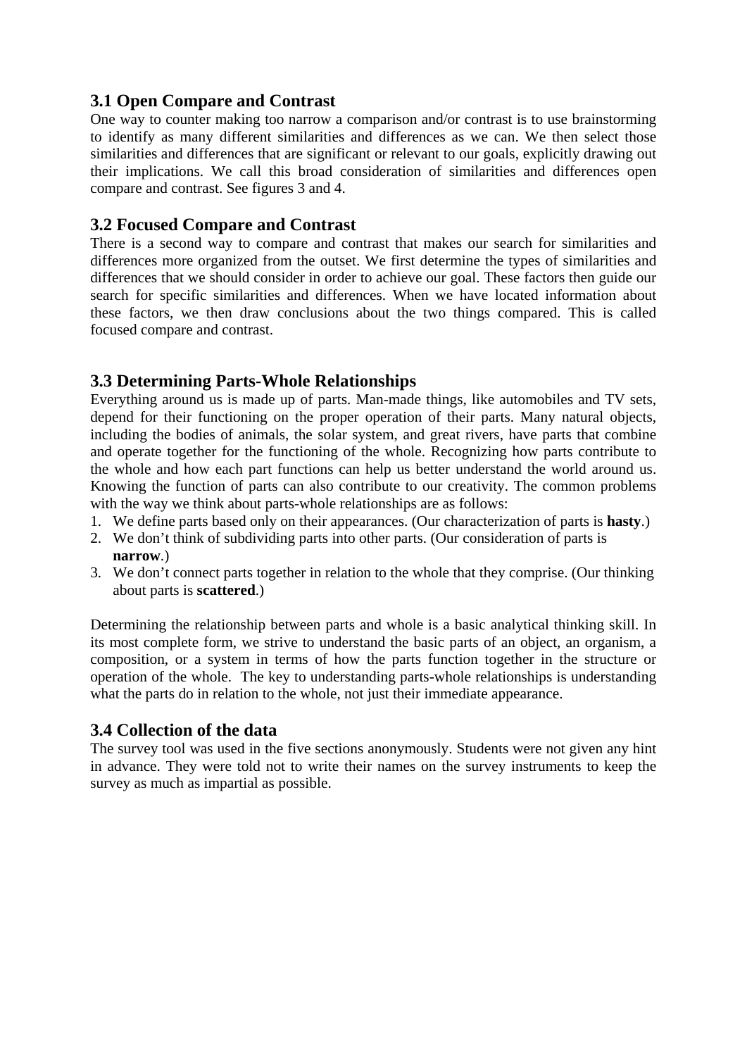### 3.1 Open Compare and Contrast

One way to counter making too narrow a comparison and/or contrast is to use brainstorming to identify as many different similarities and differences as we can. We then select those similarities and differences that are significant or relevant to our goals, explicitly drawing out their implications. We call this broad consideration of similarities and differences open compare and contrast. See figures 3 and 4.

### 3.2 Focused Compare and Contrast

There is a second way to compare and contrast that makes our search for similarities and differences more organized from the outset. We first determine the types of similarities and differences that we should consider in order to achieve our goal. These factors then guide our search for specific similarities and differences. When we have located information about these factors, we then draw conclusions about the two things compared. This is called focused compare and contrast.

### 3.3 Determining Parts-Whole Relationships

Everything around us is made up of parts. Man-made things, like automobiles and TV sets, depend for their functioning on the proper operation of their parts. Many natural objects, including the bodies of animals, the solar system, and great rivers, have parts that combine and operate together for the functioning of the whole. Recognizing how parts contribute to the whole and how each part functions can help us better understand the world around us. Knowing the function of parts can also contribute to our creativity. The common problems with the way we think about parts-whole relationships are as follows:

1. We define parts based only on their appearances. (Our characterization of parts is **hasty**.)
2. We don't think of subdividing parts into other parts. (Our consideration of parts is **narrow**.)
3. We don't connect parts together in relation to the whole that they comprise. (Our thinking about parts is **scattered**.)

Determining the relationship between parts and whole is a basic analytical thinking skill. In its most complete form, we strive to understand the basic parts of an object, an organism, a composition, or a system in terms of how the parts function together in the structure or operation of the whole. The key to understanding parts-whole relationships is understanding what the parts do in relation to the whole, not just their immediate appearance.

### 3.4 Collection of the data

The survey tool was used in the five sections anonymously. Students were not given any hint in advance. They were told not to write their names on the survey instruments to keep the survey as much as impartial as possible.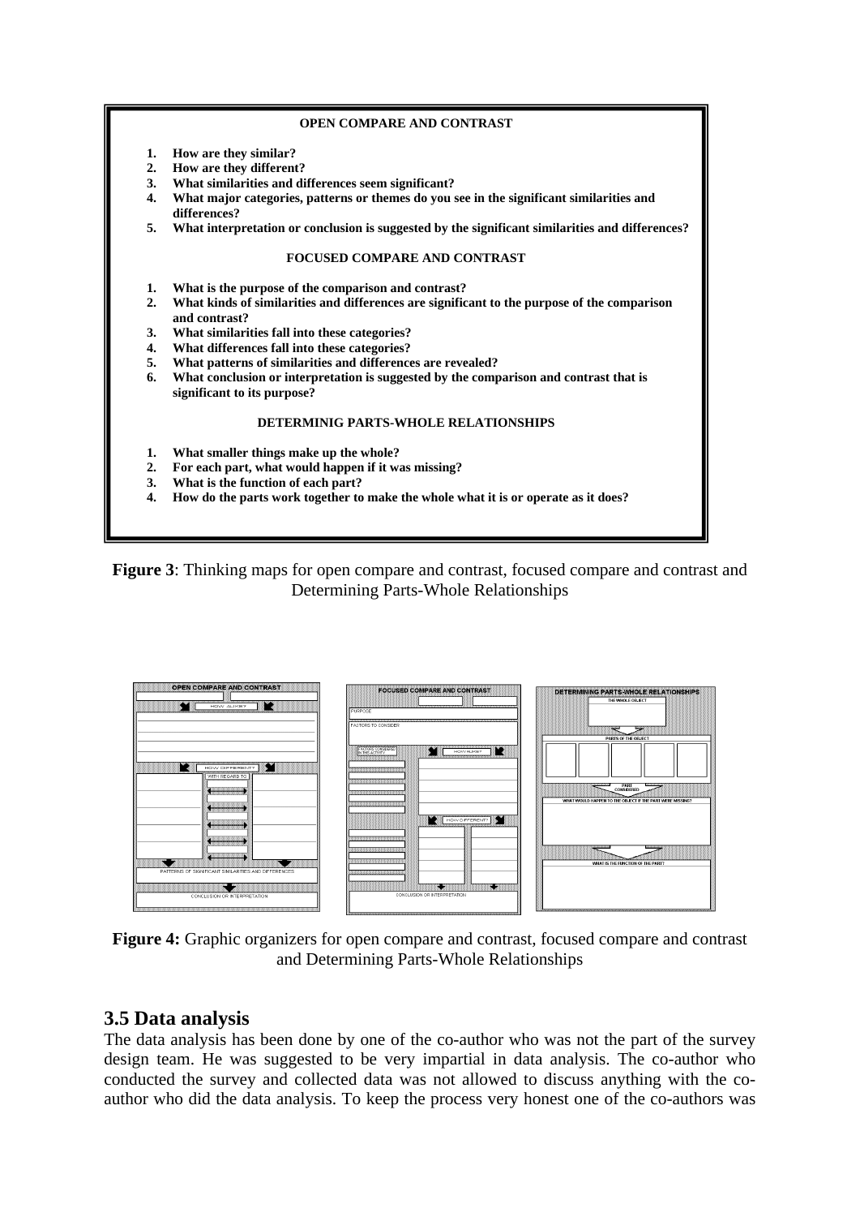**OPEN COMPARE AND CONTRAST**

1. **How are they similar?**
2. **How are they different?**
3. **What similarities and differences seem significant?**
4. **What major categories, patterns or themes do you see in the significant similarities and differences?**
5. **What interpretation or conclusion is suggested by the significant similarities and differences?**

**FOCUSED COMPARE AND CONTRAST**

1. **What is the purpose of the comparison and contrast?**
2. **What kinds of similarities and differences are significant to the purpose of the comparison and contrast?**
3. **What similarities fall into these categories?**
4. **What differences fall into these categories?**
5. **What patterns of similarities and differences are revealed?**
6. **What conclusion or interpretation is suggested by the comparison and contrast that is significant to its purpose?**

**DETERMINIG PARTS-WHOLE RELATIONSHIPS**

1. **What smaller things make up the whole?**
2. **For each part, what would happen if it was missing?**
3. **What is the function of each part?**
4. **How do the parts work together to make the whole what it is or operate as it does?**

**Figure 3**: Thinking maps for open compare and contrast, focused compare and contrast and Determining Parts-Whole Relationships

**Figure 4:** Graphic organizers for open compare and contrast, focused compare and contrast and Determining Parts-Whole Relationships

## 3.5 Data analysis

The data analysis has been done by one of the co-author who was not the part of the survey design team. He was suggested to be very impartial in data analysis. The co-author who conducted the survey and collected data was not allowed to discuss anything with the co-author who did the data analysis. To keep the process very honest one of the co-authors was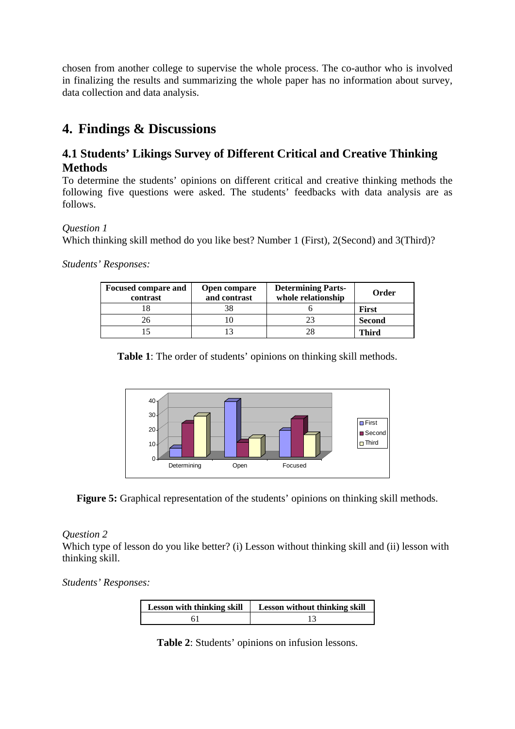chosen from another college to supervise the whole process. The co-author who is involved in finalizing the results and summarizing the whole paper has no information about survey, data collection and data analysis.

# 4. Findings & Discussions

## 4.1 Students' Likings Survey of Different Critical and Creative Thinking Methods

To determine the students' opinions on different critical and creative thinking methods the following five questions were asked. The students' feedbacks with data analysis are as follows.

*Question 1*

Which thinking skill method do you like best? Number 1 (First), 2(Second) and 3(Third)?

*Students' Responses:*

| Focused compare and contrast | Open compare and contrast | Determining Parts-whole relationship | Order |
|---|---|---|---|
| 18 | 38 | 6 | **First** |
| 26 | 10 | 23 | **Second** |
| 15 | 13 | 28 | **Third** |

**Table 1**: The order of students' opinions on thinking skill methods.

**Figure 5:** Graphical representation of the students' opinions on thinking skill methods.

*Question 2*

Which type of lesson do you like better? (i) Lesson without thinking skill and (ii) lesson with thinking skill.

*Students' Responses:*

| Lesson with thinking skill | Lesson without thinking skill |
|---|---|
| 61 | 13 |

**Table 2**: Students' opinions on infusion lessons.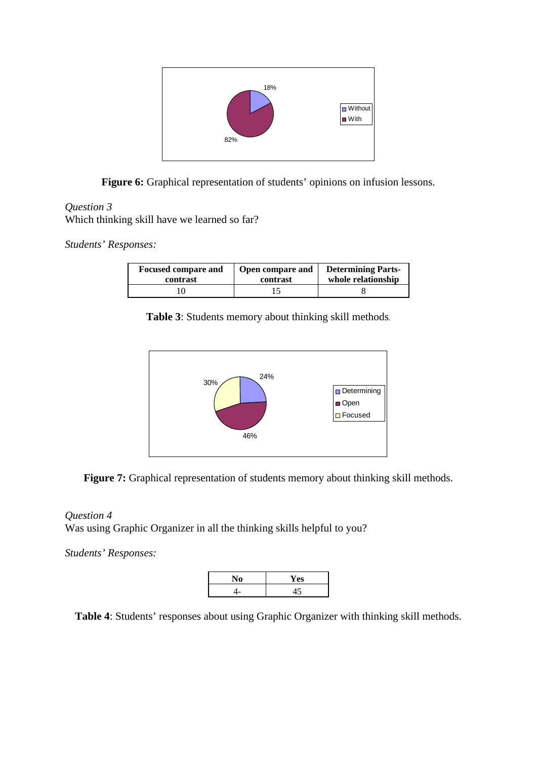**Figure 6:** Graphical representation of students' opinions on infusion lessons.

*Question 3*

Which thinking skill have we learned so far?

*Students' Responses:*

| Focused compare and contrast | Open compare and contrast | Determining Parts-whole relationship |
|---|---|---|
| 10 | 15 | 8 |

**Table 3**: Students memory about thinking skill methods.

**Figure 7:** Graphical representation of students memory about thinking skill methods.

*Question 4*

Was using Graphic Organizer in all the thinking skills helpful to you?

*Students' Responses:*

| No | Yes |
|---|---|
| 4- | 45 |

**Table 4**: Students' responses about using Graphic Organizer with thinking skill methods.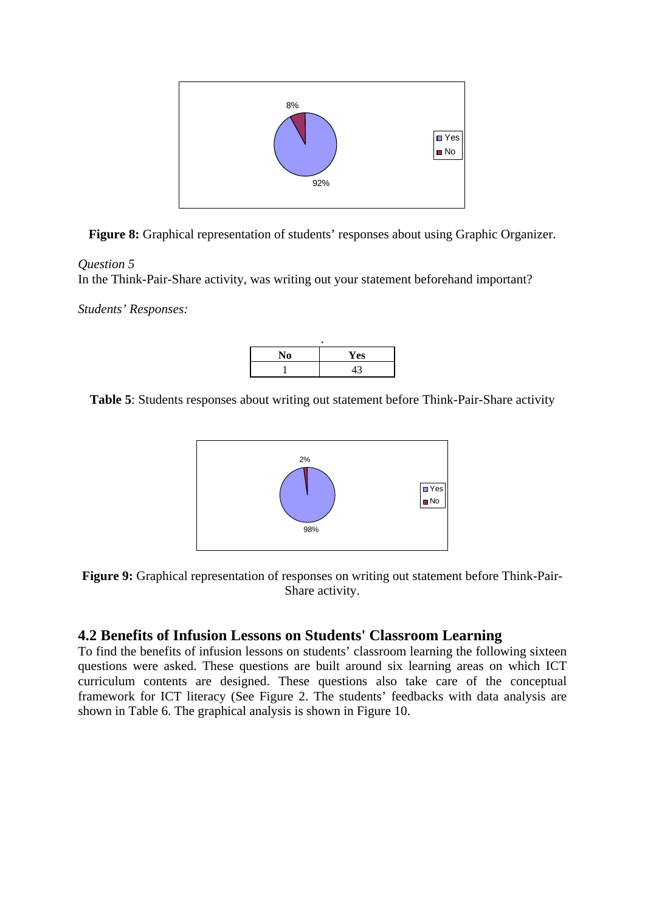**Figure 8:** Graphical representation of students' responses about using Graphic Organizer.

*Question 5*

In the Think-Pair-Share activity, was writing out your statement beforehand important?

*Students' Responses:*

| No | Yes |
|---|---|
| 1 | 43 |

**Table 5**: Students responses about writing out statement before Think-Pair-Share activity

**Figure 9:** Graphical representation of responses on writing out statement before Think-Pair-Share activity.

## 4.2 Benefits of Infusion Lessons on Students' Classroom Learning

To find the benefits of infusion lessons on students' classroom learning the following sixteen questions were asked. These questions are built around six learning areas on which ICT curriculum contents are designed. These questions also take care of the conceptual framework for ICT literacy (See Figure 2. The students' feedbacks with data analysis are shown in Table 6. The graphical analysis is shown in Figure 10.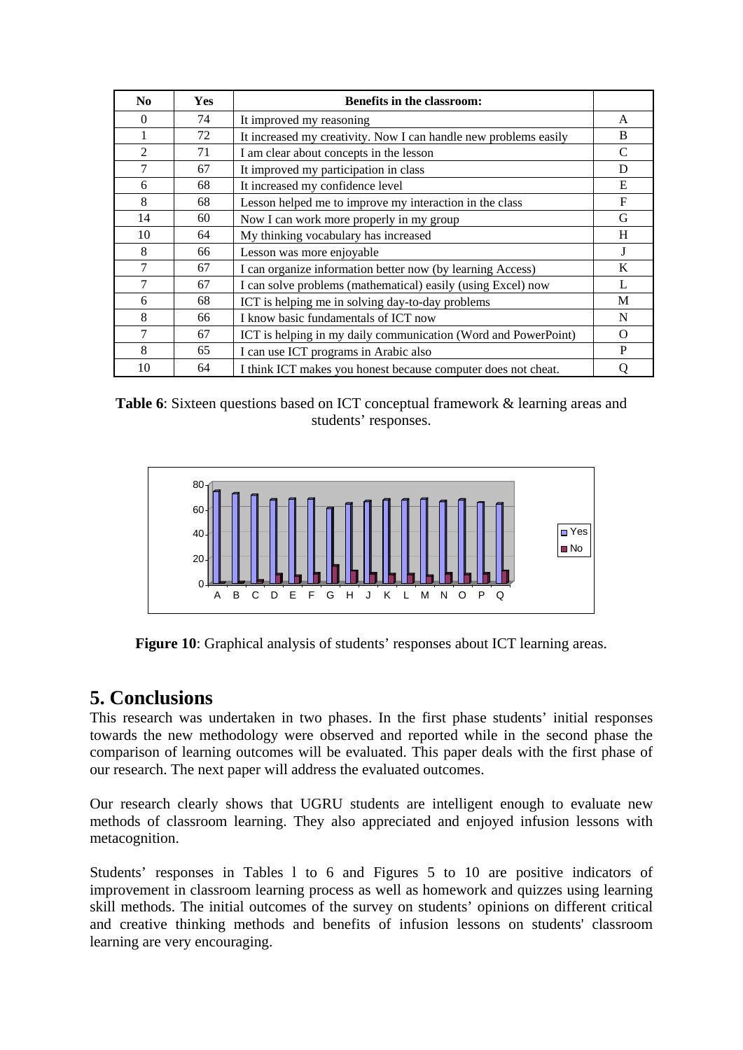| No | Yes | Benefits in the classroom: | |
|---|---|---|---|
| 0 | 74 | It improved my reasoning | A |
| 1 | 72 | It increased my creativity. Now I can handle new problems easily | B |
| 2 | 71 | I am clear about concepts in the lesson | C |
| 7 | 67 | It improved my participation in class | D |
| 6 | 68 | It increased my confidence level | E |
| 8 | 68 | Lesson helped me to improve my interaction in the class | F |
| 14 | 60 | Now I can work more properly in my group | G |
| 10 | 64 | My thinking vocabulary has increased | H |
| 8 | 66 | Lesson was more enjoyable | J |
| 7 | 67 | I can organize information better now (by learning Access) | K |
| 7 | 67 | I can solve problems (mathematical) easily (using Excel) now | L |
| 6 | 68 | ICT is helping me in solving day-to-day problems | M |
| 8 | 66 | I know basic fundamentals of ICT now | N |
| 7 | 67 | ICT is helping in my daily communication (Word and PowerPoint) | O |
| 8 | 65 | I can use ICT programs in Arabic also | P |
| 10 | 64 | I think ICT makes you honest because computer does not cheat. | Q |

**Table 6**: Sixteen questions based on ICT conceptual framework & learning areas and students' responses.

**Figure 10**: Graphical analysis of students' responses about ICT learning areas.

## 5. Conclusions

This research was undertaken in two phases. In the first phase students' initial responses towards the new methodology were observed and reported while in the second phase the comparison of learning outcomes will be evaluated. This paper deals with the first phase of our research. The next paper will address the evaluated outcomes.

Our research clearly shows that UGRU students are intelligent enough to evaluate new methods of classroom learning. They also appreciated and enjoyed infusion lessons with metacognition.

Students' responses in Tables l to 6 and Figures 5 to 10 are positive indicators of improvement in classroom learning process as well as homework and quizzes using learning skill methods. The initial outcomes of the survey on students' opinions on different critical and creative thinking methods and benefits of infusion lessons on students' classroom learning are very encouraging.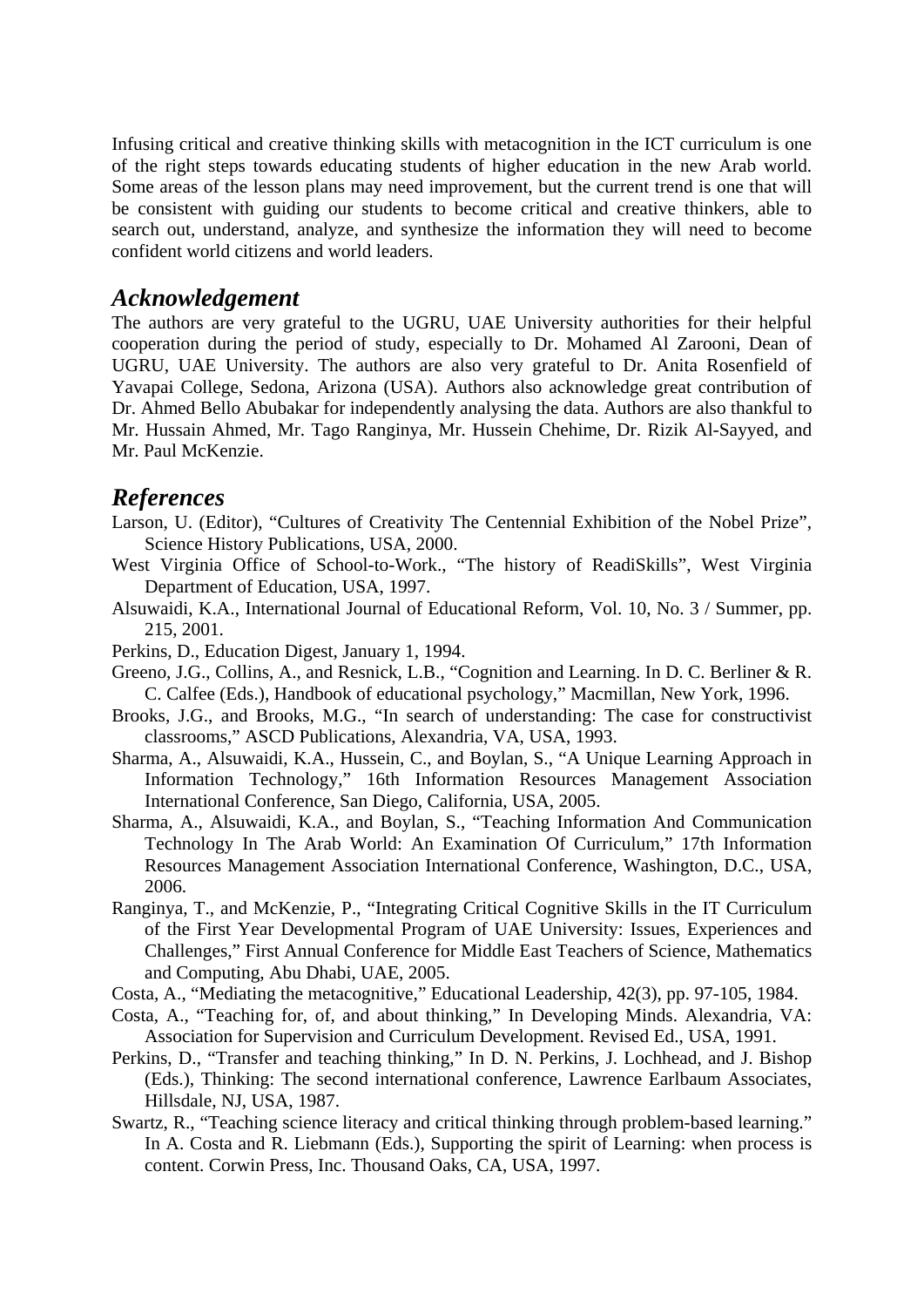Infusing critical and creative thinking skills with metacognition in the ICT curriculum is one of the right steps towards educating students of higher education in the new Arab world. Some areas of the lesson plans may need improvement, but the current trend is one that will be consistent with guiding our students to become critical and creative thinkers, able to search out, understand, analyze, and synthesize the information they will need to become confident world citizens and world leaders.

## *Acknowledgement*

The authors are very grateful to the UGRU, UAE University authorities for their helpful cooperation during the period of study, especially to Dr. Mohamed Al Zarooni, Dean of UGRU, UAE University. The authors are also very grateful to Dr. Anita Rosenfield of Yavapai College, Sedona, Arizona (USA). Authors also acknowledge great contribution of Dr. Ahmed Bello Abubakar for independently analysing the data. Authors are also thankful to Mr. Hussain Ahmed, Mr. Tago Ranginya, Mr. Hussein Chehime, Dr. Rizik Al-Sayyed, and Mr. Paul McKenzie.

## *References*

Larson, U. (Editor), "Cultures of Creativity The Centennial Exhibition of the Nobel Prize", Science History Publications, USA, 2000.

West Virginia Office of School-to-Work., "The history of ReadiSkills", West Virginia Department of Education, USA, 1997.

Alsuwaidi, K.A., International Journal of Educational Reform, Vol. 10, No. 3 / Summer, pp. 215, 2001.

Perkins, D., Education Digest, January 1, 1994.

Greeno, J.G., Collins, A., and Resnick, L.B., "Cognition and Learning. In D. C. Berliner & R. C. Calfee (Eds.), Handbook of educational psychology," Macmillan, New York, 1996.

Brooks, J.G., and Brooks, M.G., "In search of understanding: The case for constructivist classrooms," ASCD Publications, Alexandria, VA, USA, 1993.

Sharma, A., Alsuwaidi, K.A., Hussein, C., and Boylan, S., "A Unique Learning Approach in Information Technology," 16th Information Resources Management Association International Conference, San Diego, California, USA, 2005.

Sharma, A., Alsuwaidi, K.A., and Boylan, S., "Teaching Information And Communication Technology In The Arab World: An Examination Of Curriculum," 17th Information Resources Management Association International Conference, Washington, D.C., USA, 2006.

Ranginya, T., and McKenzie, P., "Integrating Critical Cognitive Skills in the IT Curriculum of the First Year Developmental Program of UAE University: Issues, Experiences and Challenges," First Annual Conference for Middle East Teachers of Science, Mathematics and Computing, Abu Dhabi, UAE, 2005.

Costa, A., "Mediating the metacognitive," Educational Leadership, 42(3), pp. 97-105, 1984.

Costa, A., "Teaching for, of, and about thinking," In Developing Minds. Alexandria, VA: Association for Supervision and Curriculum Development. Revised Ed., USA, 1991.

Perkins, D., "Transfer and teaching thinking," In D. N. Perkins, J. Lochhead, and J. Bishop (Eds.), Thinking: The second international conference, Lawrence Earlbaum Associates, Hillsdale, NJ, USA, 1987.

Swartz, R., "Teaching science literacy and critical thinking through problem-based learning." In A. Costa and R. Liebmann (Eds.), Supporting the spirit of Learning: when process is content. Corwin Press, Inc. Thousand Oaks, CA, USA, 1997.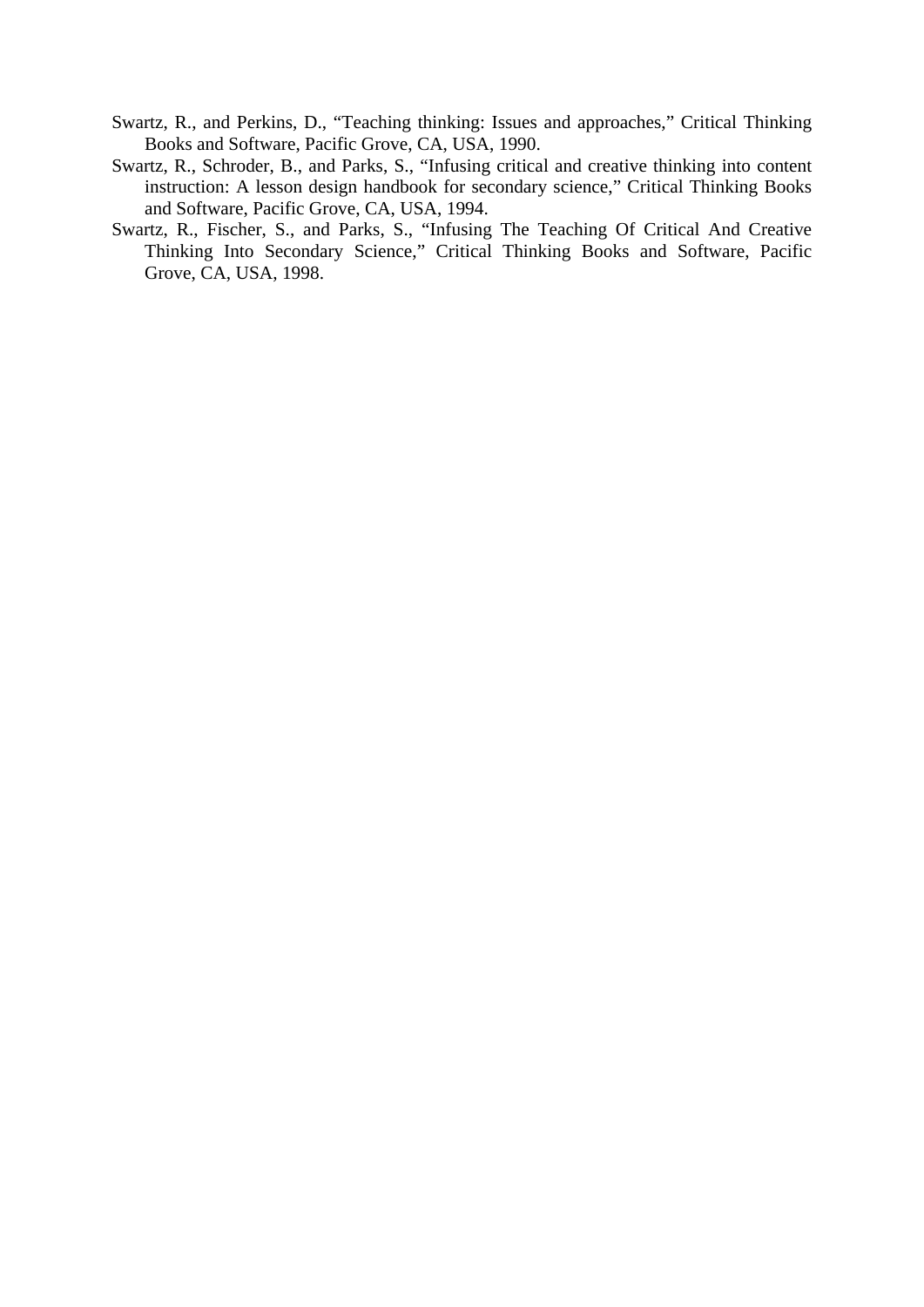Swartz, R., and Perkins, D., "Teaching thinking: Issues and approaches," Critical Thinking Books and Software, Pacific Grove, CA, USA, 1990.

Swartz, R., Schroder, B., and Parks, S., "Infusing critical and creative thinking into content instruction: A lesson design handbook for secondary science," Critical Thinking Books and Software, Pacific Grove, CA, USA, 1994.

Swartz, R., Fischer, S., and Parks, S., "Infusing The Teaching Of Critical And Creative Thinking Into Secondary Science," Critical Thinking Books and Software, Pacific Grove, CA, USA, 1998.